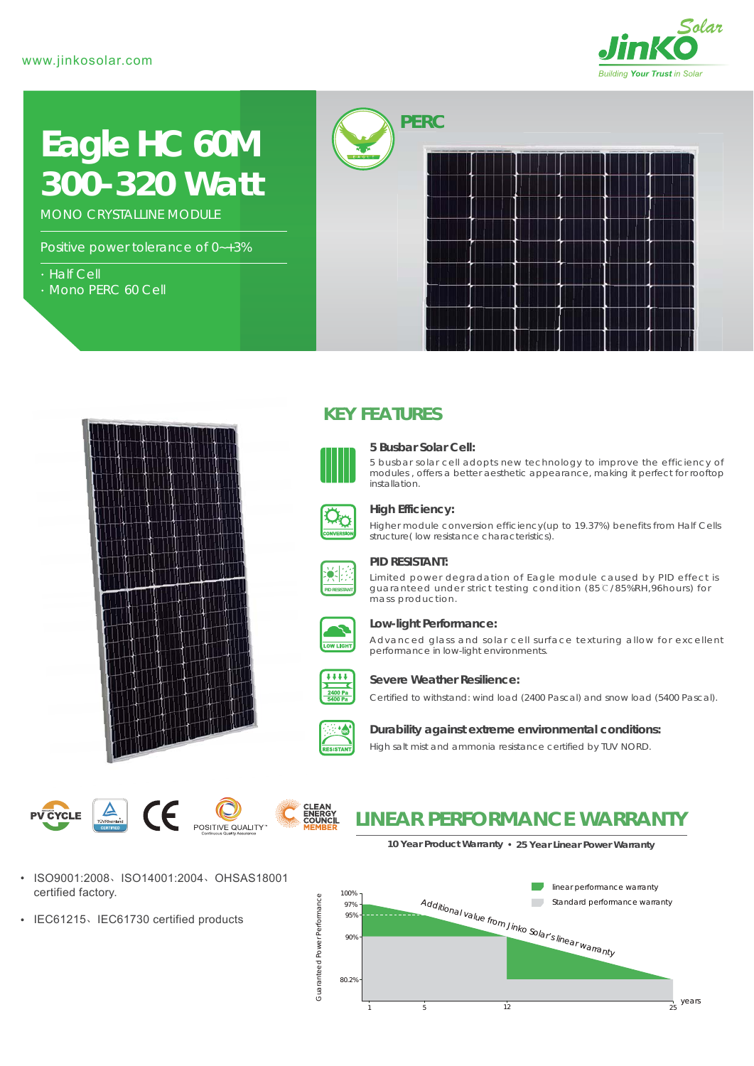www.jinkosolar.com

# Eagle HC 60M 300-320 Watt

MONO CRYSTALLINE MODULE

Positive power tolerance of 0~+3%

- Half Cell
- Mono PERC 60 Cell

PERC

## KEY FEATURES

### 5 Busbar Solar Cell:

5 busbar solar cell adopts new technology to improve the efficiency of modules, offers a better aesthetic appearance, making it perfect for rooftop installation.

### High Efficiency:

Higher module conversion efficiency(up to 19.37%) benefits from Half Cells structure( low resistance characteristics).

### PID RESISTANT:

Limited power degradation of Eagle module caused by PID effect is guaranteed under strict testing condition (85℃/85%RH,96hours) for mass production.

### Low-light Performance:

Advanced glass and solar cell surface texturing allow for excellent performance in low-light environments.

### Severe Weather Resilience:

Certified to withstand: wind load (2400 Pascal) and snow load (5400 Pascal).

### Durability against extreme environmental conditions:

High salt mist and ammonia resistance certified by TUV NORD.

- ISO9001:2008、ISO14001:2004、OHSAS18001 certified factory.
- IEC61215、IEC61730 certified products

## LINEAR PERFORMANCE WARRANTY

**10 Year Product Warranty • 25 Year Linear Power Warranty**

Guaranteed Power Performance: 100%, 97%, 95%, 90%, 80.2%

Years: 1, 5, 12, 25

Additional value from Jinko Solar's linear warranty

- linear performance warranty
- Standard performance warranty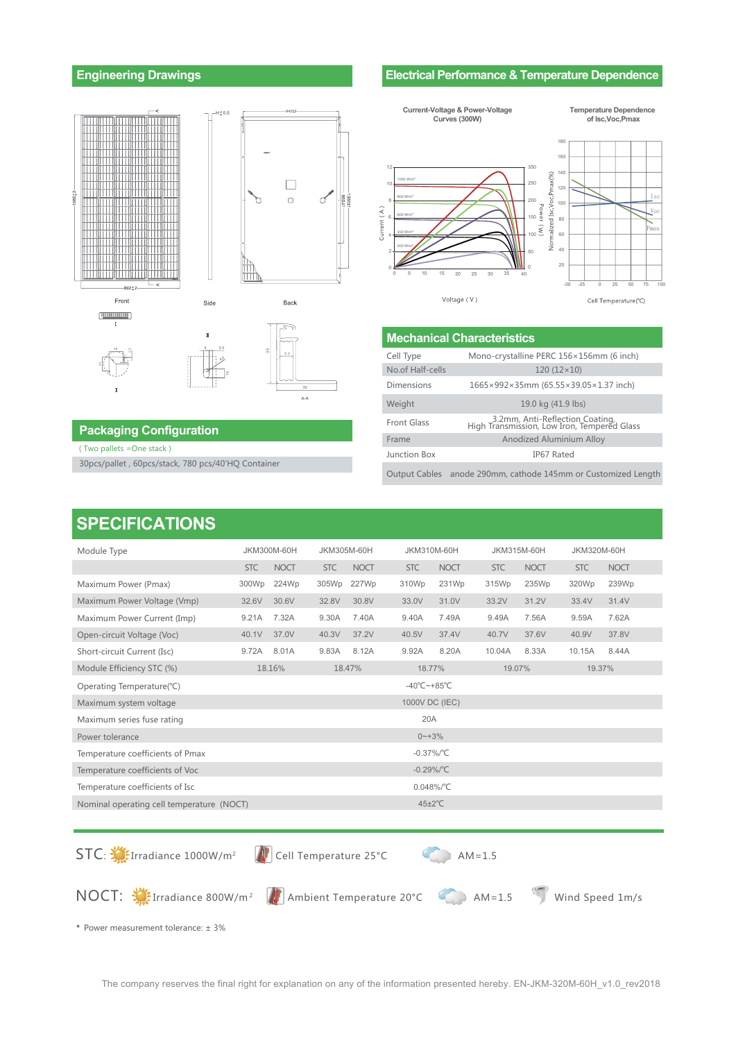## Engineering Drawings

Front

Side

Back

A-A

## Electrical Performance & Temperature Dependence

Current-Voltage & Power-Voltage Curves (300W)

Current (A)

Power (W)

Voltage (V)

1000 W/m²
800 W/m²
600 W/m²
400 W/m²
200 W/m²

12
10
8
6
4
2
0

350
250
200
150
100
50
0

0 5 10 15 20 25 30 35 40

Temperature Dependence of Isc,Voc,Pmax

Normalized Isc,Voc,Pmax(%)

180
160
140
120
100
80
60
40
20

-50 -25 0 25 50 75 100

Isc
Voc
Pmax

Cell Temperature(℃)

## Packaging Configuration

( Two pallets =One stack )

30pcs/pallet , 60pcs/stack, 780 pcs/40'HQ Container

## Mechanical Characteristics

| | |
|---|---|
| Cell Type | Mono-crystalline PERC 156×156mm (6 inch) |
| No.of Half-cells | 120 (12×10) |
| Dimensions | 1665×992×35mm (65.55×39.05×1.37 inch) |
| Weight | 19.0 kg (41.9 lbs) |
| Front Glass | 3.2mm, Anti-Reflection Coating, High Transmission, Low Iron, Tempered Glass |
| Frame | Anodized Aluminium Alloy |
| Junction Box | IP67 Rated |
| Output Cables | anode 290mm, cathode 145mm or Customized Length |

# SPECIFICATIONS

| Module Type | JKM300M-60H | | JKM305M-60H | | JKM310M-60H | | JKM315M-60H | | JKM320M-60H | |
|---|---|---|---|---|---|---|---|---|---|---|
| | STC | NOCT | STC | NOCT | STC | NOCT | STC | NOCT | STC | NOCT |
| Maximum Power (Pmax) | 300Wp | 224Wp | 305Wp | 227Wp | 310Wp | 231Wp | 315Wp | 235Wp | 320Wp | 239Wp |
| Maximum Power Voltage (Vmp) | 32.6V | 30.6V | 32.8V | 30.8V | 33.0V | 31.0V | 33.2V | 31.2V | 33.4V | 31.4V |
| Maximum Power Current (Imp) | 9.21A | 7.32A | 9.30A | 7.40A | 9.40A | 7.49A | 9.49A | 7.56A | 9.59A | 7.62A |
| Open-circuit Voltage (Voc) | 40.1V | 37.0V | 40.3V | 37.2V | 40.5V | 37.4V | 40.7V | 37.6V | 40.9V | 37.8V |
| Short-circuit Current (Isc) | 9.72A | 8.01A | 9.83A | 8.12A | 9.92A | 8.20A | 10.04A | 8.33A | 10.15A | 8.44A |
| Module Efficiency STC (%) | 18.16% | | 18.47% | | 18.77% | | 19.07% | | 19.37% | |
| Operating Temperature(℃) | -40℃~+85℃ | | | | | | | | | |
| Maximum system voltage | 1000V DC (IEC) | | | | | | | | | |
| Maximum series fuse rating | 20A | | | | | | | | | |
| Power tolerance | 0~+3% | | | | | | | | | |
| Temperature coefficients of Pmax | -0.37%/℃ | | | | | | | | | |
| Temperature coefficients of Voc | -0.29%/℃ | | | | | | | | | |
| Temperature coefficients of Isc | 0.048%/℃ | | | | | | | | | |
| Nominal operating cell temperature (NOCT) | 45±2℃ | | | | | | | | | |

STC: Irradiance 1000W/m² Cell Temperature 25°C AM=1.5

NOCT: Irradiance 800W/m² Ambient Temperature 20°C AM=1.5 Wind Speed 1m/s

\* Power measurement tolerance: ± 3%

The company reserves the final right for explanation on any of the information presented hereby. EN-JKM-320M-60H_v1.0_rev2018